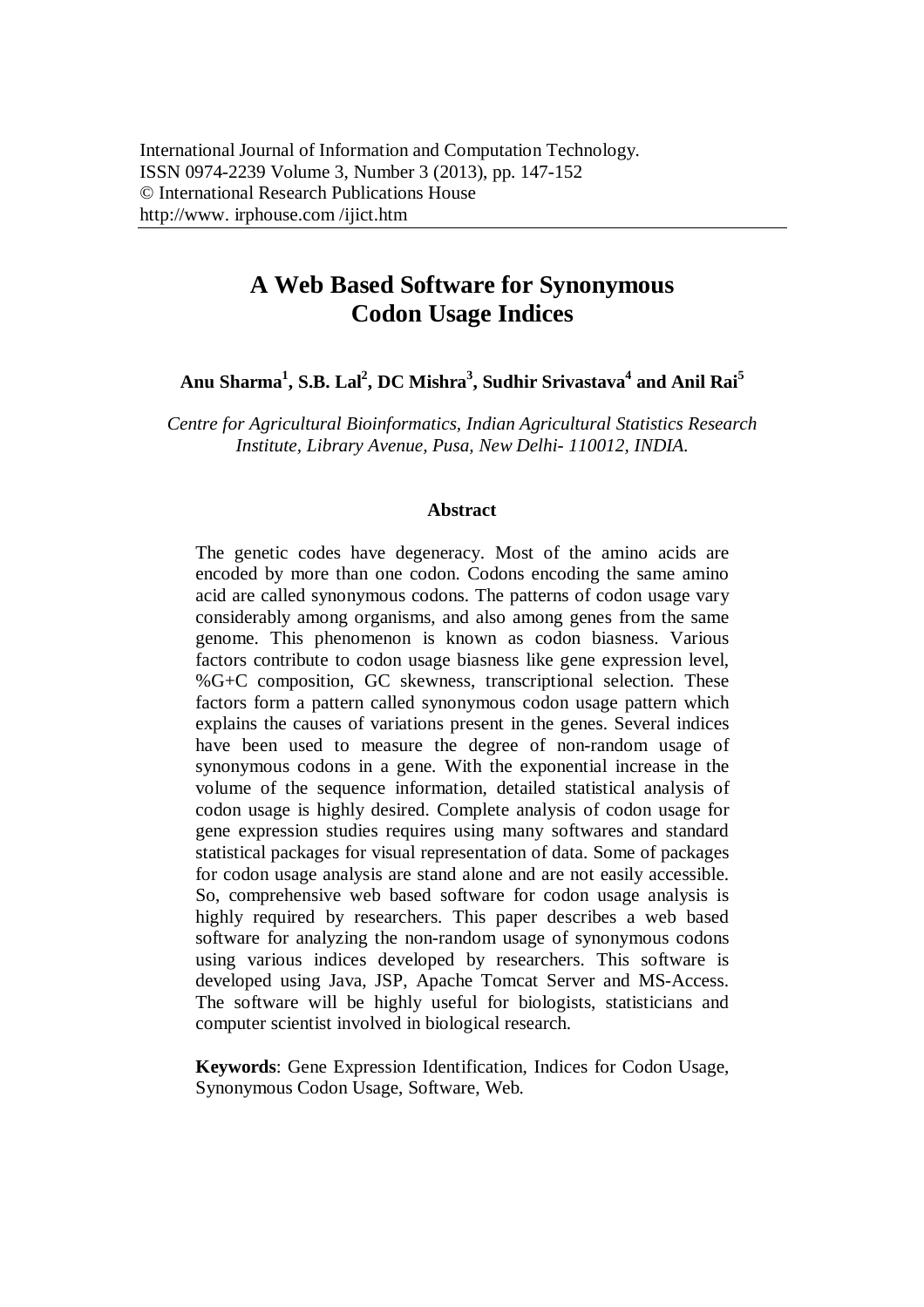International Journal of Information and Computation Technology.
ISSN 0974-2239 Volume 3, Number 3 (2013), pp. 147-152
© International Research Publications House
http://www. irphouse.com /ijict.htm

# A Web Based Software for Synonymous Codon Usage Indices

**Anu Sharma[1], S.B. Lal[2], DC Mishra[3], Sudhir Srivastava[4] and Anil Rai[5]**

*Centre for Agricultural Bioinformatics, Indian Agricultural Statistics Research Institute, Library Avenue, Pusa, New Delhi- 110012, INDIA.*

### Abstract

The genetic codes have degeneracy. Most of the amino acids are encoded by more than one codon. Codons encoding the same amino acid are called synonymous codons. The patterns of codon usage vary considerably among organisms, and also among genes from the same genome. This phenomenon is known as codon biasness. Various factors contribute to codon usage biasness like gene expression level, %G+C composition, GC skewness, transcriptional selection. These factors form a pattern called synonymous codon usage pattern which explains the causes of variations present in the genes. Several indices have been used to measure the degree of non-random usage of synonymous codons in a gene. With the exponential increase in the volume of the sequence information, detailed statistical analysis of codon usage is highly desired. Complete analysis of codon usage for gene expression studies requires using many softwares and standard statistical packages for visual representation of data. Some of packages for codon usage analysis are stand alone and are not easily accessible. So, comprehensive web based software for codon usage analysis is highly required by researchers. This paper describes a web based software for analyzing the non-random usage of synonymous codons using various indices developed by researchers. This software is developed using Java, JSP, Apache Tomcat Server and MS-Access. The software will be highly useful for biologists, statisticians and computer scientist involved in biological research.

**Keywords**: Gene Expression Identification, Indices for Codon Usage, Synonymous Codon Usage, Software, Web.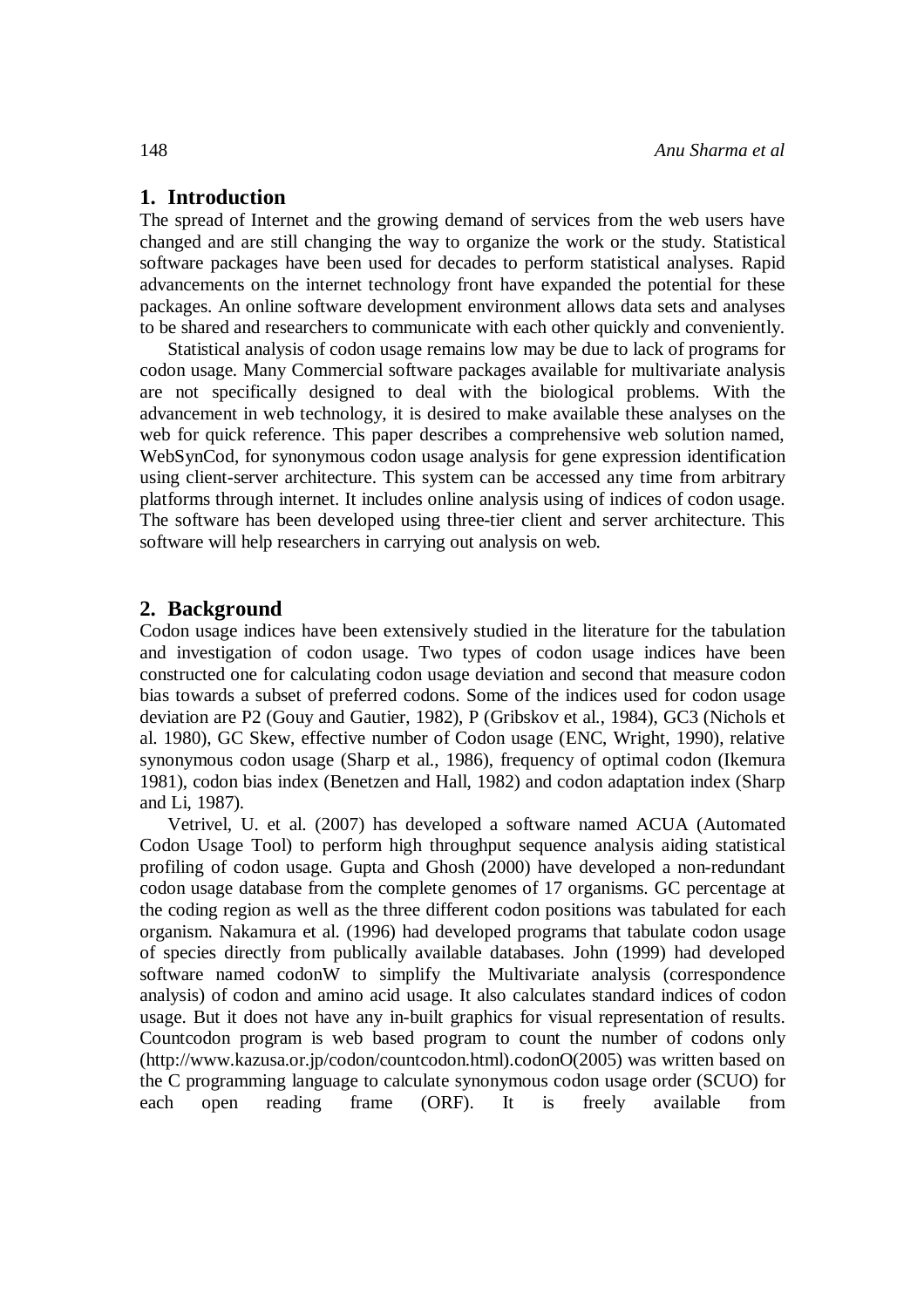## 1. Introduction

The spread of Internet and the growing demand of services from the web users have changed and are still changing the way to organize the work or the study. Statistical software packages have been used for decades to perform statistical analyses. Rapid advancements on the internet technology front have expanded the potential for these packages. An online software development environment allows data sets and analyses to be shared and researchers to communicate with each other quickly and conveniently.

Statistical analysis of codon usage remains low may be due to lack of programs for codon usage. Many Commercial software packages available for multivariate analysis are not specifically designed to deal with the biological problems. With the advancement in web technology, it is desired to make available these analyses on the web for quick reference. This paper describes a comprehensive web solution named, WebSynCod, for synonymous codon usage analysis for gene expression identification using client-server architecture. This system can be accessed any time from arbitrary platforms through internet. It includes online analysis using of indices of codon usage. The software has been developed using three-tier client and server architecture. This software will help researchers in carrying out analysis on web.

## 2. Background

Codon usage indices have been extensively studied in the literature for the tabulation and investigation of codon usage. Two types of codon usage indices have been constructed one for calculating codon usage deviation and second that measure codon bias towards a subset of preferred codons. Some of the indices used for codon usage deviation are P2 (Gouy and Gautier, 1982), P (Gribskov et al., 1984), GC3 (Nichols et al. 1980), GC Skew, effective number of Codon usage (ENC, Wright, 1990), relative synonymous codon usage (Sharp et al., 1986), frequency of optimal codon (Ikemura 1981), codon bias index (Benetzen and Hall, 1982) and codon adaptation index (Sharp and Li, 1987).

Vetrivel, U. et al. (2007) has developed a software named ACUA (Automated Codon Usage Tool) to perform high throughput sequence analysis aiding statistical profiling of codon usage. Gupta and Ghosh (2000) have developed a non-redundant codon usage database from the complete genomes of 17 organisms. GC percentage at the coding region as well as the three different codon positions was tabulated for each organism. Nakamura et al. (1996) had developed programs that tabulate codon usage of species directly from publically available databases. John (1999) had developed software named codonW to simplify the Multivariate analysis (correspondence analysis) of codon and amino acid usage. It also calculates standard indices of codon usage. But it does not have any in-built graphics for visual representation of results. Countcodon program is web based program to count the number of codons only (http://www.kazusa.or.jp/codon/countcodon.html).codonO(2005) was written based on the C programming language to calculate synonymous codon usage order (SCUO) for each open reading frame (ORF). It is freely available from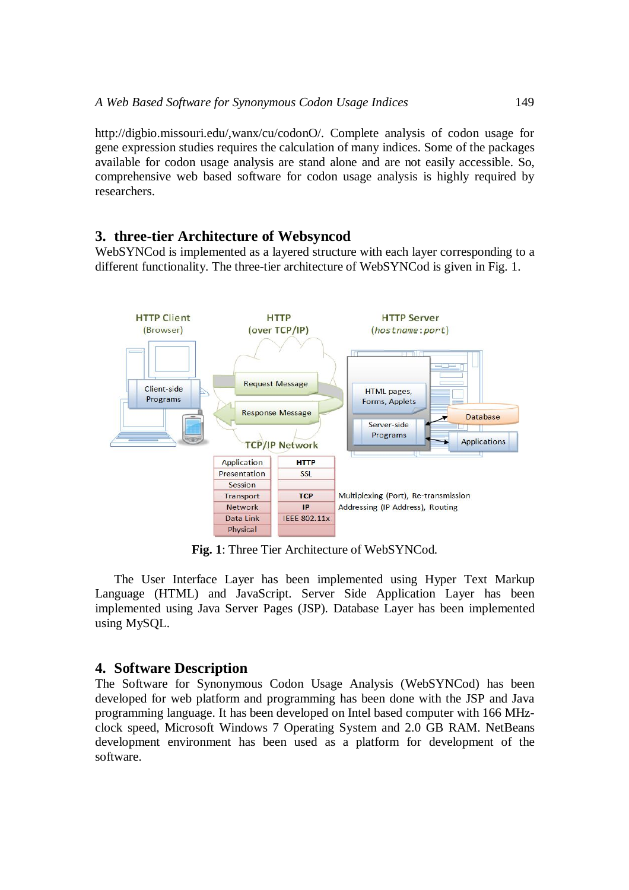http://digbio.missouri.edu/,wanx/cu/codonO/. Complete analysis of codon usage for gene expression studies requires the calculation of many indices. Some of the packages available for codon usage analysis are stand alone and are not easily accessible. So, comprehensive web based software for codon usage analysis is highly required by researchers.

## 3. three-tier Architecture of Websyncod

WebSYNCod is implemented as a layered structure with each layer corresponding to a different functionality. The three-tier architecture of WebSYNCod is given in Fig. 1.

**Fig. 1**: Three Tier Architecture of WebSYNCod.

The User Interface Layer has been implemented using Hyper Text Markup Language (HTML) and JavaScript. Server Side Application Layer has been implemented using Java Server Pages (JSP). Database Layer has been implemented using MySQL.

## 4. Software Description

The Software for Synonymous Codon Usage Analysis (WebSYNCod) has been developed for web platform and programming has been done with the JSP and Java programming language. It has been developed on Intel based computer with 166 MHz-clock speed, Microsoft Windows 7 Operating System and 2.0 GB RAM. NetBeans development environment has been used as a platform for development of the software.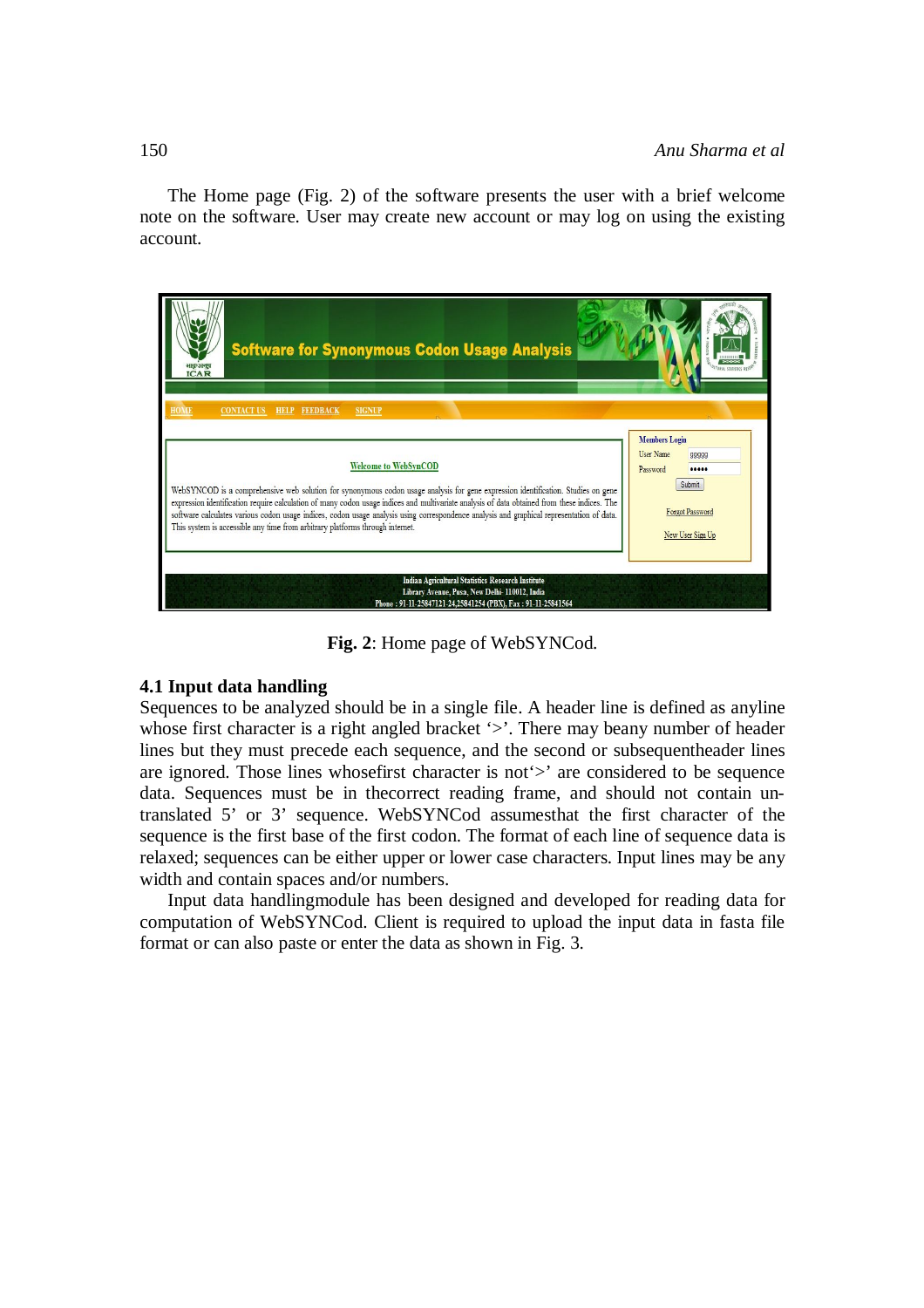The Home page (Fig. 2) of the software presents the user with a brief welcome note on the software. User may create new account or may log on using the existing account.

**Fig. 2**: Home page of WebSYNCod.

### 4.1 Input data handling

Sequences to be analyzed should be in a single file. A header line is defined as anyline whose first character is a right angled bracket '>'. There may beany number of header lines but they must precede each sequence, and the second or subsequentheader lines are ignored. Those lines whosefirst character is not'>' are considered to be sequence data. Sequences must be in thecorrect reading frame, and should not contain un-translated 5' or 3' sequence. WebSYNCod assumesthat the first character of the sequence is the first base of the first codon. The format of each line of sequence data is relaxed; sequences can be either upper or lower case characters. Input lines may be any width and contain spaces and/or numbers.

Input data handlingmodule has been designed and developed for reading data for computation of WebSYNCod. Client is required to upload the input data in fasta file format or can also paste or enter the data as shown in Fig. 3.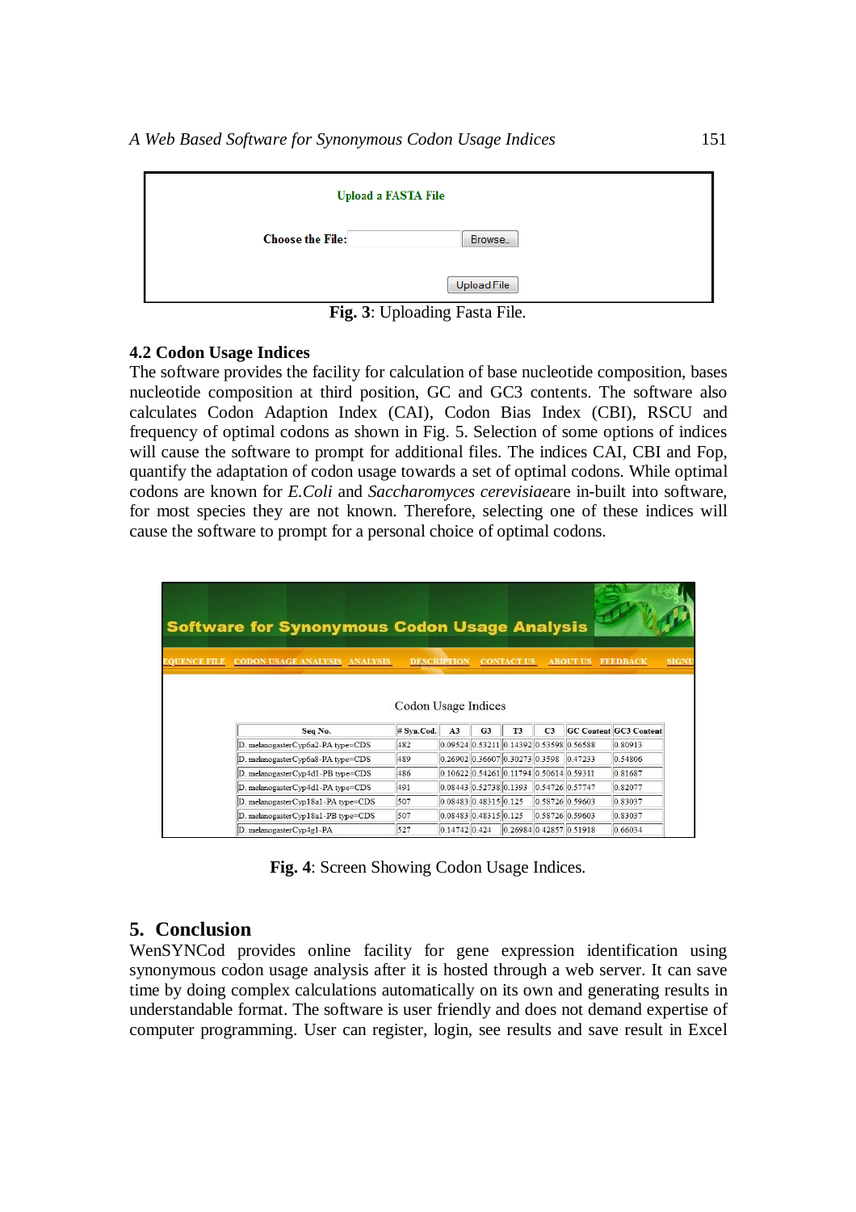Upload a FASTA File

Choose the File: [ ] Browse..

Upload File

**Fig. 3**: Uploading Fasta File.

### 4.2 Codon Usage Indices

The software provides the facility for calculation of base nucleotide composition, bases nucleotide composition at third position, GC and GC3 contents. The software also calculates Codon Adaption Index (CAI), Codon Bias Index (CBI), RSCU and frequency of optimal codons as shown in Fig. 5. Selection of some options of indices will cause the software to prompt for additional files. The indices CAI, CBI and Fop, quantify the adaptation of codon usage towards a set of optimal codons. While optimal codons are known for *E.Coli* and *Saccharomyces cerevisiae*are in-built into software, for most species they are not known. Therefore, selecting one of these indices will cause the software to prompt for a personal choice of optimal codons.

Software for Synonymous Codon Usage Analysis

EQUENCE FILE | CODON USAGE ANALYSIS | ANALYSIS | DESCRIPTION | CONTACT US | ABOUT US | FEEDBACK | SIGNU

Codon Usage Indices

| Seq No. | # Syn.Cod. | A3 | G3 | T3 | C3 | GC Content | GC3 Content |
|---|---|---|---|---|---|---|---|
| D. melanogasterCyp6a2-PA type=CDS | 482 | 0.09524 | 0.53211 | 0.14392 | 0.53598 | 0.56588 | 0.80913 |
| D. melanogasterCyp6a8-PA type=CDS | 489 | 0.26902 | 0.36607 | 0.30273 | 0.3598 | 0.47233 | 0.54806 |
| D. melanogasterCyp4d1-PB type=CDS | 486 | 0.10622 | 0.54261 | 0.11794 | 0.50614 | 0.59311 | 0.81687 |
| D. melanogasterCyp4d1-PA type=CDS | 491 | 0.08443 | 0.52738 | 0.1393 | 0.54726 | 0.57747 | 0.82077 |
| D. melanogasterCyp18a1-PA type=CDS | 507 | 0.08483 | 0.48315 | 0.125 | 0.58726 | 0.59603 | 0.83037 |
| D. melanogasterCyp18a1-PB type=CDS | 507 | 0.08483 | 0.48315 | 0.125 | 0.58726 | 0.59603 | 0.83037 |
| D. melanogasterCyp4g1-PA | 527 | 0.14742 | 0.424 | 0.26984 | 0.42857 | 0.51918 | 0.66034 |

**Fig. 4**: Screen Showing Codon Usage Indices.

## 5. Conclusion

WenSYNCod provides online facility for gene expression identification using synonymous codon usage analysis after it is hosted through a web server. It can save time by doing complex calculations automatically on its own and generating results in understandable format. The software is user friendly and does not demand expertise of computer programming. User can register, login, see results and save result in Excel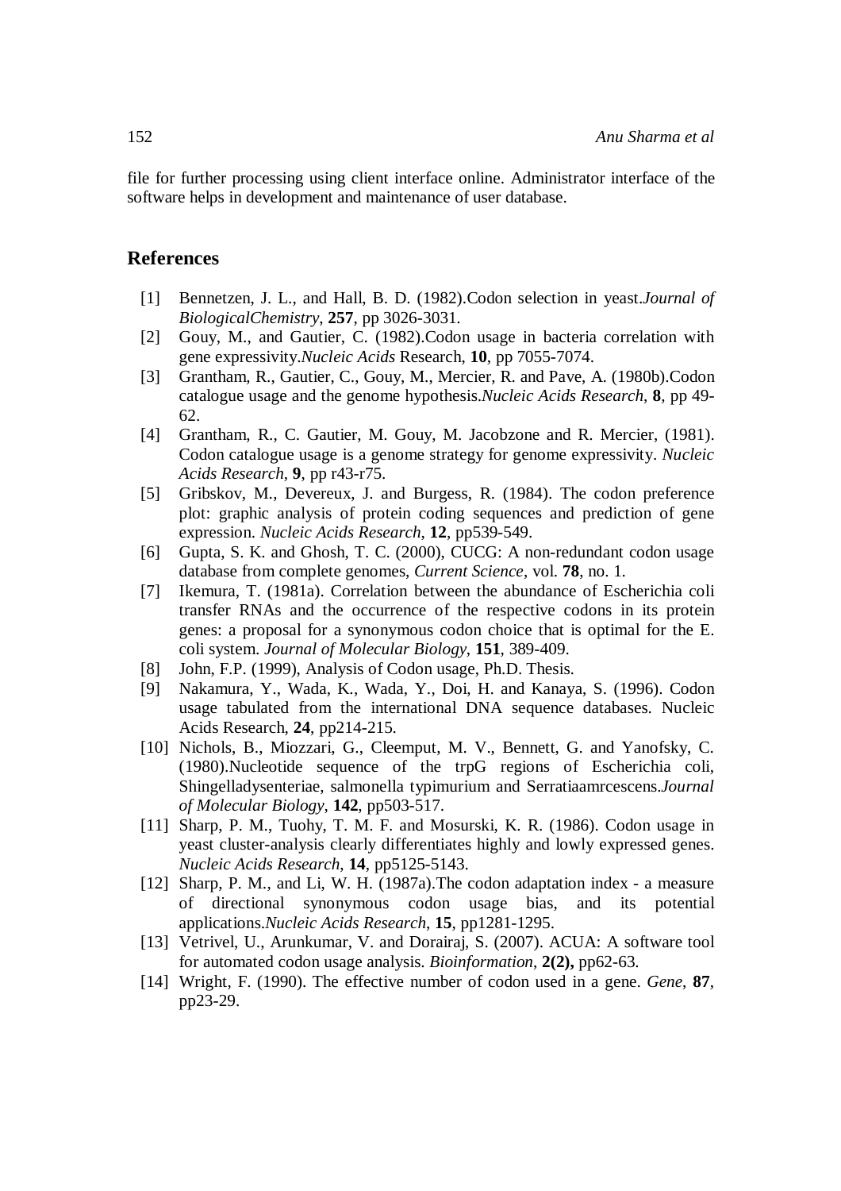file for further processing using client interface online. Administrator interface of the software helps in development and maintenance of user database.

## References

[1] Bennetzen, J. L., and Hall, B. D. (1982).Codon selection in yeast.*Journal of BiologicalChemistry*, **257**, pp 3026-3031.

[2] Gouy, M., and Gautier, C. (1982).Codon usage in bacteria correlation with gene expressivity.*Nucleic Acids* Research, **10**, pp 7055-7074.

[3] Grantham, R., Gautier, C., Gouy, M., Mercier, R. and Pave, A. (1980b).Codon catalogue usage and the genome hypothesis.*Nucleic Acids Research*, **8**, pp 49-62.

[4] Grantham, R., C. Gautier, M. Gouy, M. Jacobzone and R. Mercier, (1981). Codon catalogue usage is a genome strategy for genome expressivity. *Nucleic Acids Research*, **9**, pp r43-r75.

[5] Gribskov, M., Devereux, J. and Burgess, R. (1984). The codon preference plot: graphic analysis of protein coding sequences and prediction of gene expression. *Nucleic Acids Research*, **12**, pp539-549.

[6] Gupta, S. K. and Ghosh, T. C. (2000), CUCG: A non-redundant codon usage database from complete genomes, *Current Science*, vol. **78**, no. 1.

[7] Ikemura, T. (1981a). Correlation between the abundance of Escherichia coli transfer RNAs and the occurrence of the respective codons in its protein genes: a proposal for a synonymous codon choice that is optimal for the E. coli system. *Journal of Molecular Biology*, **151**, 389-409.

[8] John, F.P. (1999), Analysis of Codon usage, Ph.D. Thesis.

[9] Nakamura, Y., Wada, K., Wada, Y., Doi, H. and Kanaya, S. (1996). Codon usage tabulated from the international DNA sequence databases. Nucleic Acids Research, **24**, pp214-215.

[10] Nichols, B., Miozzari, G., Cleemput, M. V., Bennett, G. and Yanofsky, C. (1980).Nucleotide sequence of the trpG regions of Escherichia coli, Shingelladysenteriae, salmonella typimurium and Serratiaamrcescens.*Journal of Molecular Biology*, **142**, pp503-517.

[11] Sharp, P. M., Tuohy, T. M. F. and Mosurski, K. R. (1986). Codon usage in yeast cluster-analysis clearly differentiates highly and lowly expressed genes. *Nucleic Acids Research*, **14**, pp5125-5143.

[12] Sharp, P. M., and Li, W. H. (1987a).The codon adaptation index - a measure of directional synonymous codon usage bias, and its potential applications.*Nucleic Acids Research*, **15**, pp1281-1295.

[13] Vetrivel, U., Arunkumar, V. and Dorairaj, S. (2007). ACUA: A software tool for automated codon usage analysis. *Bioinformation*, **2(2),** pp62-63.

[14] Wright, F. (1990). The effective number of codon used in a gene. *Gene*, **87**, pp23-29.